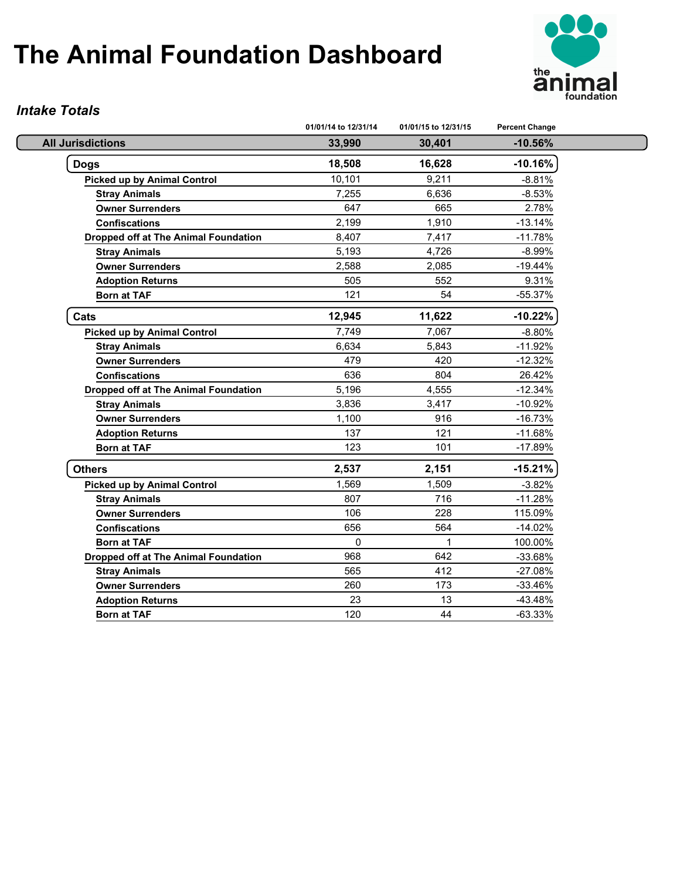# The Animal Foundation Dashboard

## *Intake Totals*

| | 01/01/14 to 12/31/14 | 01/01/15 to 12/31/15 | Percent Change |
|---|---|---|---|
| **All Jurisdictions** | **33,990** | **30,401** | **-10.56%** |
| **Dogs** | **18,508** | **16,628** | **-10.16%** |
| **Picked up by Animal Control** | 10,101 | 9,211 | -8.81% |
| **Stray Animals** | 7,255 | 6,636 | -8.53% |
| **Owner Surrenders** | 647 | 665 | 2.78% |
| **Confiscations** | 2,199 | 1,910 | -13.14% |
| **Dropped off at The Animal Foundation** | 8,407 | 7,417 | -11.78% |
| **Stray Animals** | 5,193 | 4,726 | -8.99% |
| **Owner Surrenders** | 2,588 | 2,085 | -19.44% |
| **Adoption Returns** | 505 | 552 | 9.31% |
| **Born at TAF** | 121 | 54 | -55.37% |
| **Cats** | **12,945** | **11,622** | **-10.22%** |
| **Picked up by Animal Control** | 7,749 | 7,067 | -8.80% |
| **Stray Animals** | 6,634 | 5,843 | -11.92% |
| **Owner Surrenders** | 479 | 420 | -12.32% |
| **Confiscations** | 636 | 804 | 26.42% |
| **Dropped off at The Animal Foundation** | 5,196 | 4,555 | -12.34% |
| **Stray Animals** | 3,836 | 3,417 | -10.92% |
| **Owner Surrenders** | 1,100 | 916 | -16.73% |
| **Adoption Returns** | 137 | 121 | -11.68% |
| **Born at TAF** | 123 | 101 | -17.89% |
| **Others** | **2,537** | **2,151** | **-15.21%** |
| **Picked up by Animal Control** | 1,569 | 1,509 | -3.82% |
| **Stray Animals** | 807 | 716 | -11.28% |
| **Owner Surrenders** | 106 | 228 | 115.09% |
| **Confiscations** | 656 | 564 | -14.02% |
| **Born at TAF** | 0 | 1 | 100.00% |
| **Dropped off at The Animal Foundation** | 968 | 642 | -33.68% |
| **Stray Animals** | 565 | 412 | -27.08% |
| **Owner Surrenders** | 260 | 173 | -33.46% |
| **Adoption Returns** | 23 | 13 | -43.48% |
| **Born at TAF** | 120 | 44 | -63.33% |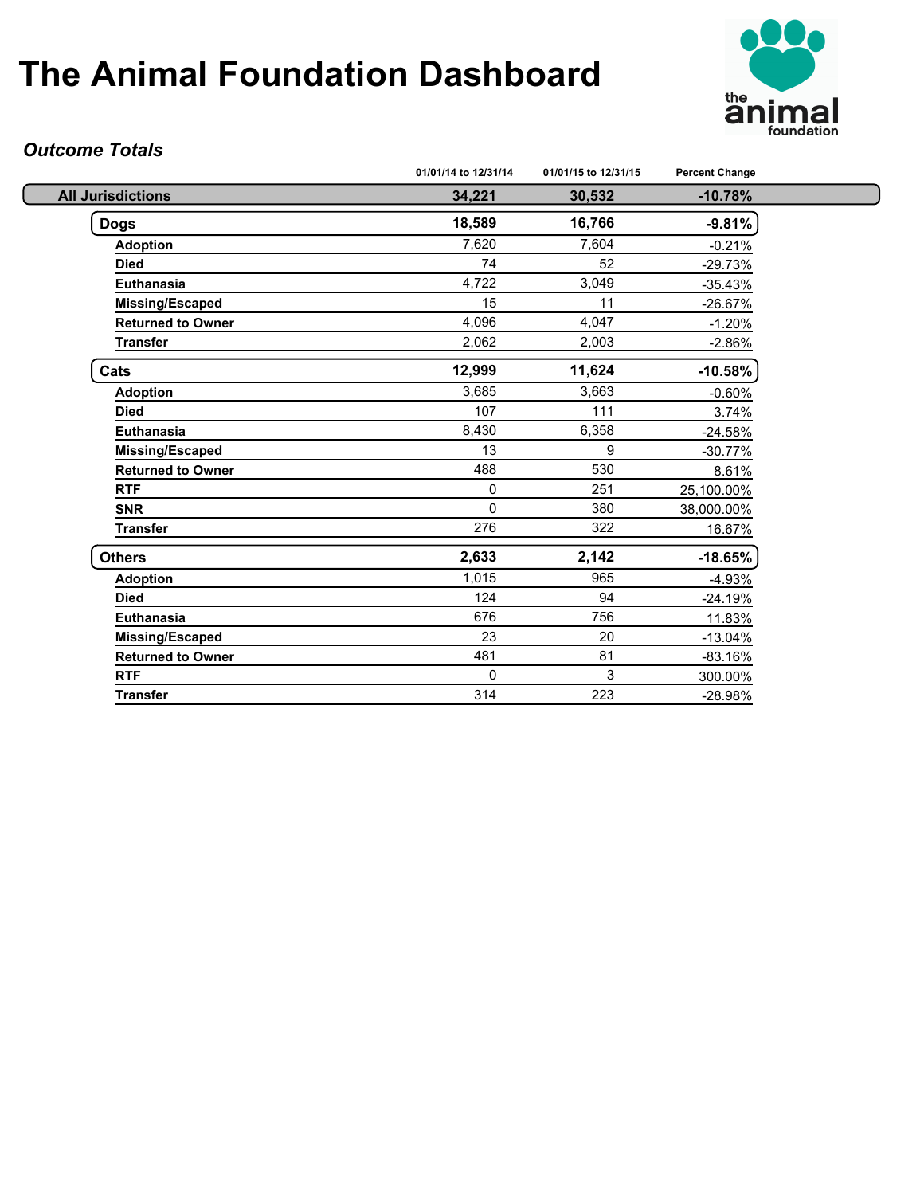# The Animal Foundation Dashboard

## *Outcome Totals*

| | 01/01/14 to 12/31/14 | 01/01/15 to 12/31/15 | Percent Change |
|---|---|---|---|
| **All Jurisdictions** | **34,221** | **30,532** | **-10.78%** |
| **Dogs** | **18,589** | **16,766** | **-9.81%** |
| Adoption | 7,620 | 7,604 | -0.21% |
| Died | 74 | 52 | -29.73% |
| Euthanasia | 4,722 | 3,049 | -35.43% |
| Missing/Escaped | 15 | 11 | -26.67% |
| Returned to Owner | 4,096 | 4,047 | -1.20% |
| Transfer | 2,062 | 2,003 | -2.86% |
| **Cats** | **12,999** | **11,624** | **-10.58%** |
| Adoption | 3,685 | 3,663 | -0.60% |
| Died | 107 | 111 | 3.74% |
| Euthanasia | 8,430 | 6,358 | -24.58% |
| Missing/Escaped | 13 | 9 | -30.77% |
| Returned to Owner | 488 | 530 | 8.61% |
| RTF | 0 | 251 | 25,100.00% |
| SNR | 0 | 380 | 38,000.00% |
| Transfer | 276 | 322 | 16.67% |
| **Others** | **2,633** | **2,142** | **-18.65%** |
| Adoption | 1,015 | 965 | -4.93% |
| Died | 124 | 94 | -24.19% |
| Euthanasia | 676 | 756 | 11.83% |
| Missing/Escaped | 23 | 20 | -13.04% |
| Returned to Owner | 481 | 81 | -83.16% |
| RTF | 0 | 3 | 300.00% |
| Transfer | 314 | 223 | -28.98% |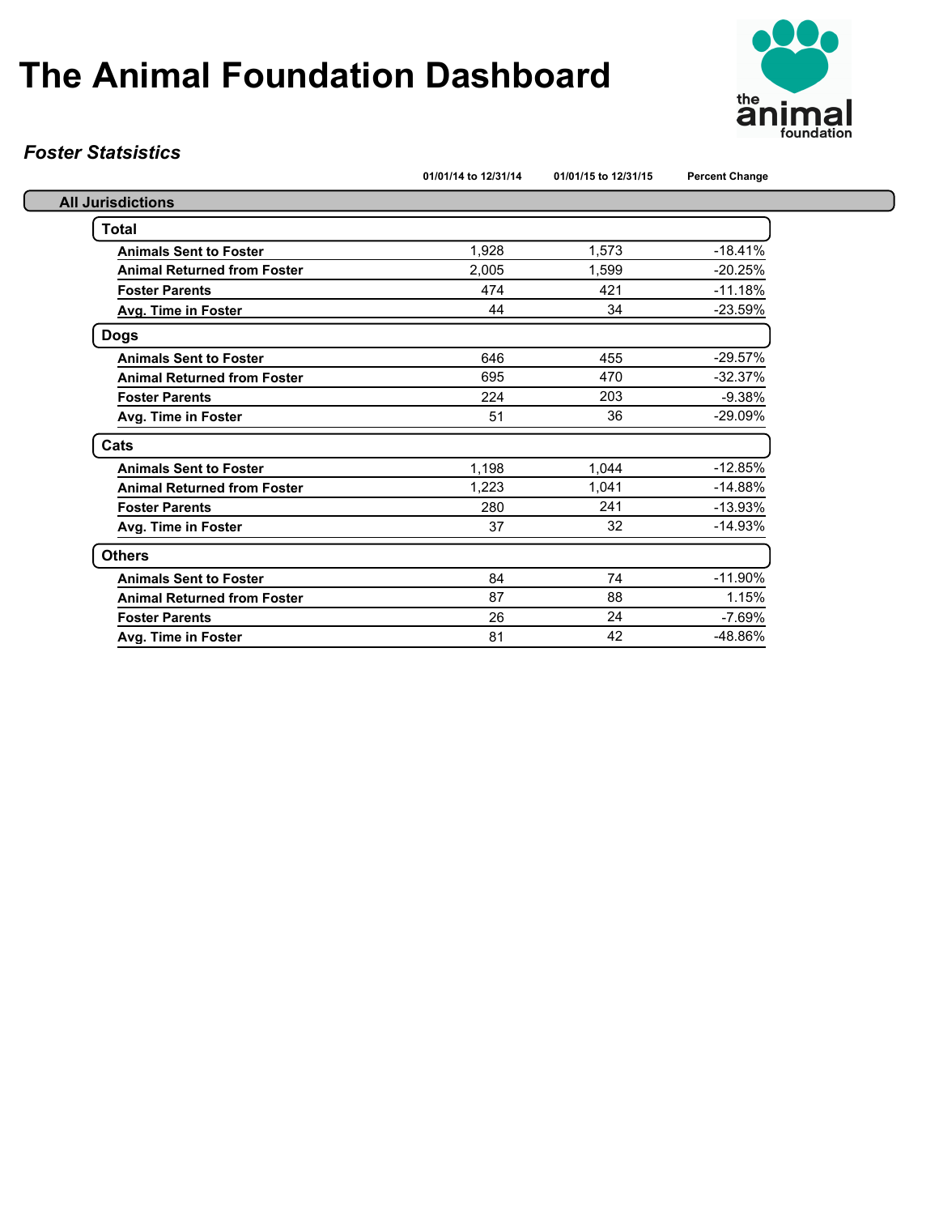# The Animal Foundation Dashboard

*Foster Statsistics*

| | 01/01/14 to 12/31/14 | 01/01/15 to 12/31/15 | Percent Change |
|---|---|---|---|
| **All Jurisdictions** | | | |
| **Total** | | | |
| **Animals Sent to Foster** | 1,928 | 1,573 | -18.41% |
| **Animal Returned from Foster** | 2,005 | 1,599 | -20.25% |
| **Foster Parents** | 474 | 421 | -11.18% |
| **Avg. Time in Foster** | 44 | 34 | -23.59% |
| **Dogs** | | | |
| **Animals Sent to Foster** | 646 | 455 | -29.57% |
| **Animal Returned from Foster** | 695 | 470 | -32.37% |
| **Foster Parents** | 224 | 203 | -9.38% |
| **Avg. Time in Foster** | 51 | 36 | -29.09% |
| **Cats** | | | |
| **Animals Sent to Foster** | 1,198 | 1,044 | -12.85% |
| **Animal Returned from Foster** | 1,223 | 1,041 | -14.88% |
| **Foster Parents** | 280 | 241 | -13.93% |
| **Avg. Time in Foster** | 37 | 32 | -14.93% |
| **Others** | | | |
| **Animals Sent to Foster** | 84 | 74 | -11.90% |
| **Animal Returned from Foster** | 87 | 88 | 1.15% |
| **Foster Parents** | 26 | 24 | -7.69% |
| **Avg. Time in Foster** | 81 | 42 | -48.86% |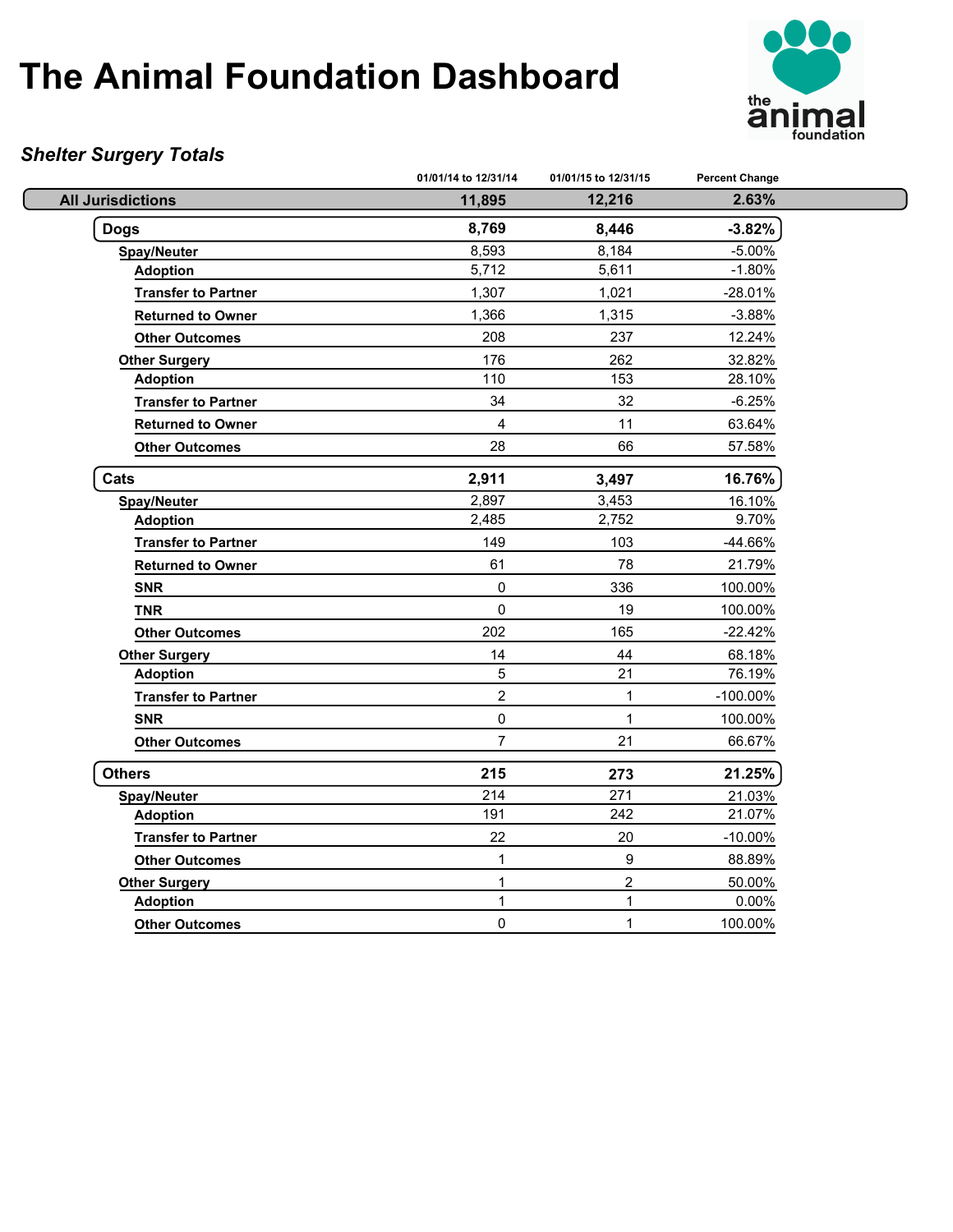# The Animal Foundation Dashboard

## *Shelter Surgery Totals*

| | 01/01/14 to 12/31/14 | 01/01/15 to 12/31/15 | Percent Change |
|---|---|---|---|
| **All Jurisdictions** | **11,895** | **12,216** | **2.63%** |
| **Dogs** | **8,769** | **8,446** | **-3.82%** |
| **Spay/Neuter** | 8,593 | 8,184 | -5.00% |
| **Adoption** | 5,712 | 5,611 | -1.80% |
| **Transfer to Partner** | 1,307 | 1,021 | -28.01% |
| **Returned to Owner** | 1,366 | 1,315 | -3.88% |
| **Other Outcomes** | 208 | 237 | 12.24% |
| **Other Surgery** | 176 | 262 | 32.82% |
| **Adoption** | 110 | 153 | 28.10% |
| **Transfer to Partner** | 34 | 32 | -6.25% |
| **Returned to Owner** | 4 | 11 | 63.64% |
| **Other Outcomes** | 28 | 66 | 57.58% |
| **Cats** | **2,911** | **3,497** | **16.76%** |
| **Spay/Neuter** | 2,897 | 3,453 | 16.10% |
| **Adoption** | 2,485 | 2,752 | 9.70% |
| **Transfer to Partner** | 149 | 103 | -44.66% |
| **Returned to Owner** | 61 | 78 | 21.79% |
| **SNR** | 0 | 336 | 100.00% |
| **TNR** | 0 | 19 | 100.00% |
| **Other Outcomes** | 202 | 165 | -22.42% |
| **Other Surgery** | 14 | 44 | 68.18% |
| **Adoption** | 5 | 21 | 76.19% |
| **Transfer to Partner** | 2 | 1 | -100.00% |
| **SNR** | 0 | 1 | 100.00% |
| **Other Outcomes** | 7 | 21 | 66.67% |
| **Others** | **215** | **273** | **21.25%** |
| **Spay/Neuter** | 214 | 271 | 21.03% |
| **Adoption** | 191 | 242 | 21.07% |
| **Transfer to Partner** | 22 | 20 | -10.00% |
| **Other Outcomes** | 1 | 9 | 88.89% |
| **Other Surgery** | 1 | 2 | 50.00% |
| **Adoption** | 1 | 1 | 0.00% |
| **Other Outcomes** | 0 | 1 | 100.00% |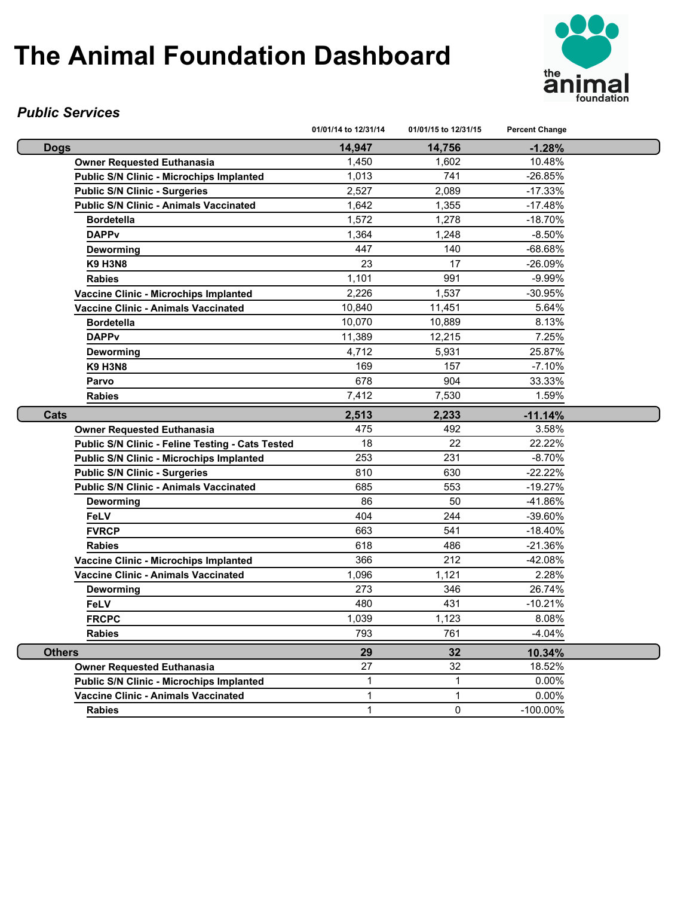# The Animal Foundation Dashboard

*Public Services*

| | 01/01/14 to 12/31/14 | 01/01/15 to 12/31/15 | Percent Change |
|---|---|---|---|
| **Dogs** | **14,947** | **14,756** | **-1.28%** |
| **Owner Requested Euthanasia** | 1,450 | 1,602 | 10.48% |
| **Public S/N Clinic - Microchips Implanted** | 1,013 | 741 | -26.85% |
| **Public S/N Clinic - Surgeries** | 2,527 | 2,089 | -17.33% |
| **Public S/N Clinic - Animals Vaccinated** | 1,642 | 1,355 | -17.48% |
| **Bordetella** | 1,572 | 1,278 | -18.70% |
| **DAPPv** | 1,364 | 1,248 | -8.50% |
| **Deworming** | 447 | 140 | -68.68% |
| **K9 H3N8** | 23 | 17 | -26.09% |
| **Rabies** | 1,101 | 991 | -9.99% |
| **Vaccine Clinic - Microchips Implanted** | 2,226 | 1,537 | -30.95% |
| **Vaccine Clinic - Animals Vaccinated** | 10,840 | 11,451 | 5.64% |
| **Bordetella** | 10,070 | 10,889 | 8.13% |
| **DAPPv** | 11,389 | 12,215 | 7.25% |
| **Deworming** | 4,712 | 5,931 | 25.87% |
| **K9 H3N8** | 169 | 157 | -7.10% |
| **Parvo** | 678 | 904 | 33.33% |
| **Rabies** | 7,412 | 7,530 | 1.59% |
| **Cats** | **2,513** | **2,233** | **-11.14%** |
| **Owner Requested Euthanasia** | 475 | 492 | 3.58% |
| **Public S/N Clinic - Feline Testing - Cats Tested** | 18 | 22 | 22.22% |
| **Public S/N Clinic - Microchips Implanted** | 253 | 231 | -8.70% |
| **Public S/N Clinic - Surgeries** | 810 | 630 | -22.22% |
| **Public S/N Clinic - Animals Vaccinated** | 685 | 553 | -19.27% |
| **Deworming** | 86 | 50 | -41.86% |
| **FeLV** | 404 | 244 | -39.60% |
| **FVRCP** | 663 | 541 | -18.40% |
| **Rabies** | 618 | 486 | -21.36% |
| **Vaccine Clinic - Microchips Implanted** | 366 | 212 | -42.08% |
| **Vaccine Clinic - Animals Vaccinated** | 1,096 | 1,121 | 2.28% |
| **Deworming** | 273 | 346 | 26.74% |
| **FeLV** | 480 | 431 | -10.21% |
| **FRCPC** | 1,039 | 1,123 | 8.08% |
| **Rabies** | 793 | 761 | -4.04% |
| **Others** | **29** | **32** | **10.34%** |
| **Owner Requested Euthanasia** | 27 | 32 | 18.52% |
| **Public S/N Clinic - Microchips Implanted** | 1 | 1 | 0.00% |
| **Vaccine Clinic - Animals Vaccinated** | 1 | 1 | 0.00% |
| **Rabies** | 1 | 0 | -100.00% |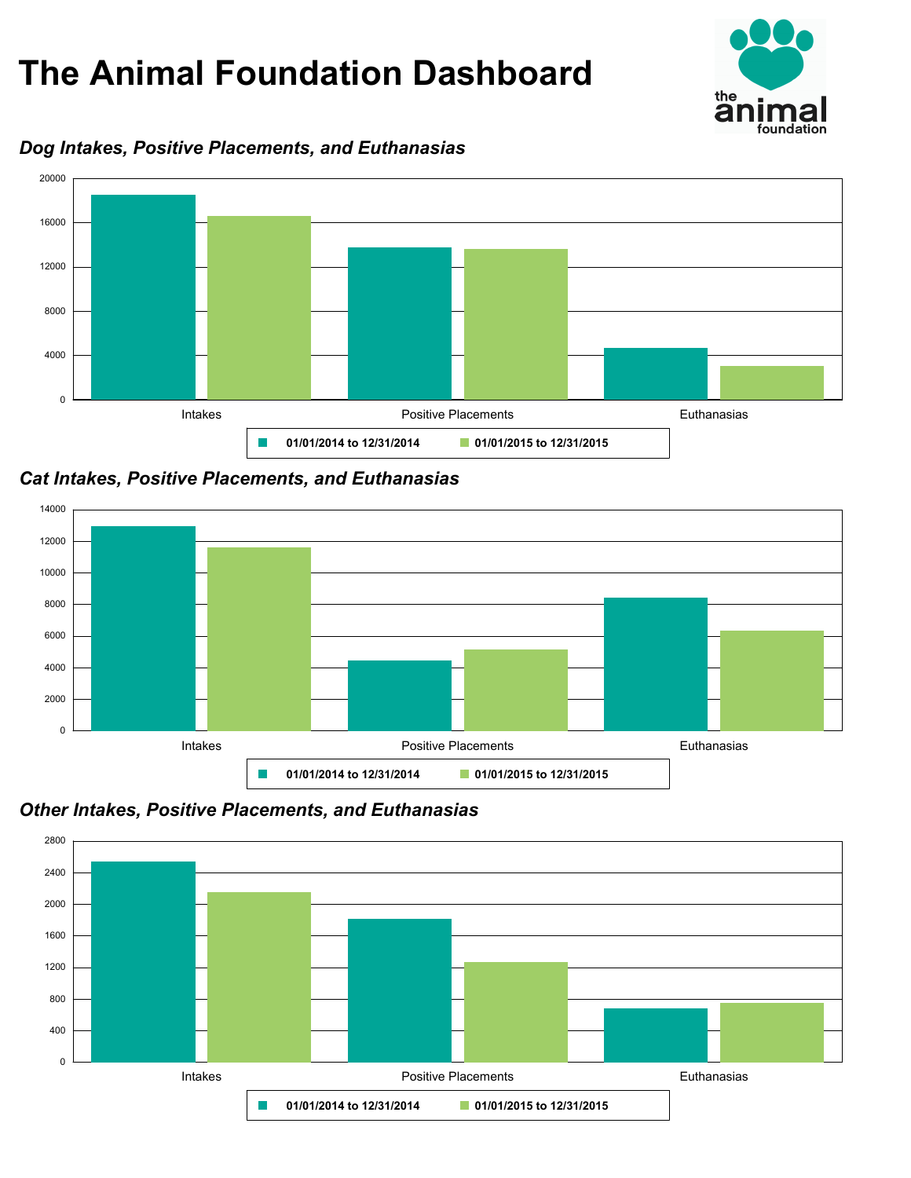# The Animal Foundation Dashboard

### *Dog Intakes, Positive Placements, and Euthanasias*

Intakes | Positive Placements | Euthanasias

01/01/2014 to 12/31/2014 | 01/01/2015 to 12/31/2015

### *Cat Intakes, Positive Placements, and Euthanasias*

Intakes | Positive Placements | Euthanasias

01/01/2014 to 12/31/2014 | 01/01/2015 to 12/31/2015

### *Other Intakes, Positive Placements, and Euthanasias*

Intakes | Positive Placements | Euthanasias

01/01/2014 to 12/31/2014 | 01/01/2015 to 12/31/2015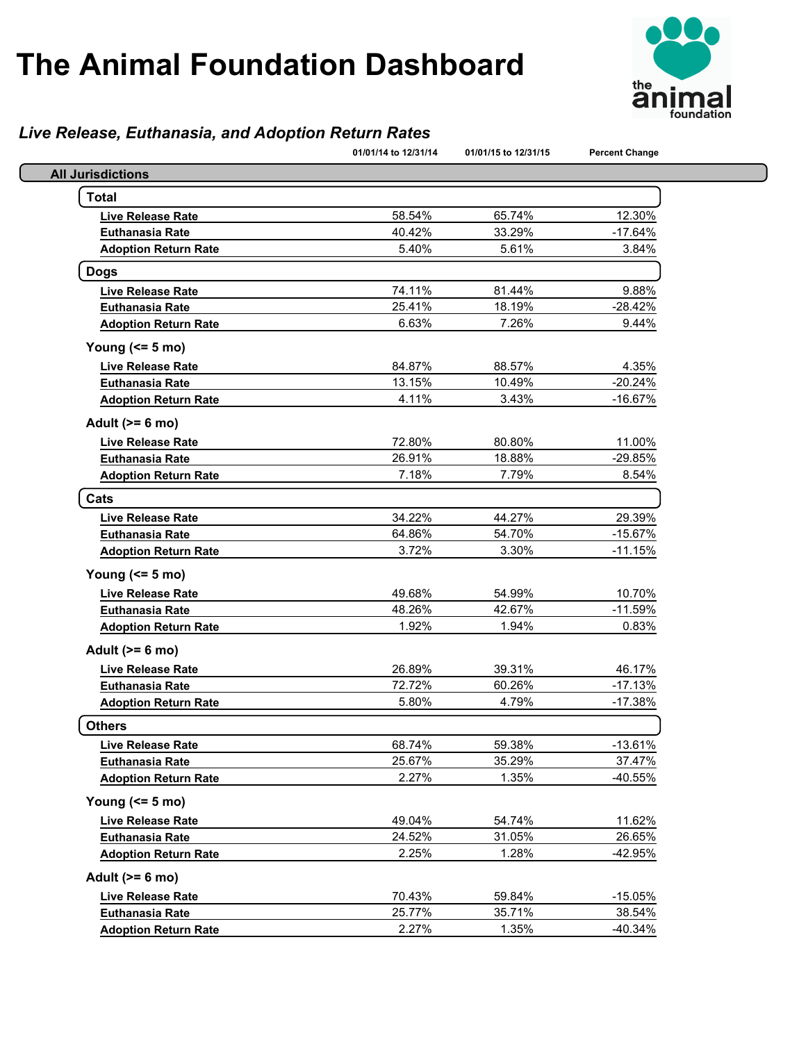# The Animal Foundation Dashboard

the animal foundation

## *Live Release, Euthanasia, and Adoption Return Rates*

| | 01/01/14 to 12/31/14 | 01/01/15 to 12/31/15 | Percent Change |
|---|---|---|---|
| **All Jurisdictions** | | | |
| **Total** | | | |
| **Live Release Rate** | 58.54% | 65.74% | 12.30% |
| **Euthanasia Rate** | 40.42% | 33.29% | -17.64% |
| **Adoption Return Rate** | 5.40% | 5.61% | 3.84% |
| **Dogs** | | | |
| **Live Release Rate** | 74.11% | 81.44% | 9.88% |
| **Euthanasia Rate** | 25.41% | 18.19% | -28.42% |
| **Adoption Return Rate** | 6.63% | 7.26% | 9.44% |
| **Young (<= 5 mo)** | | | |
| **Live Release Rate** | 84.87% | 88.57% | 4.35% |
| **Euthanasia Rate** | 13.15% | 10.49% | -20.24% |
| **Adoption Return Rate** | 4.11% | 3.43% | -16.67% |
| **Adult (>= 6 mo)** | | | |
| **Live Release Rate** | 72.80% | 80.80% | 11.00% |
| **Euthanasia Rate** | 26.91% | 18.88% | -29.85% |
| **Adoption Return Rate** | 7.18% | 7.79% | 8.54% |
| **Cats** | | | |
| **Live Release Rate** | 34.22% | 44.27% | 29.39% |
| **Euthanasia Rate** | 64.86% | 54.70% | -15.67% |
| **Adoption Return Rate** | 3.72% | 3.30% | -11.15% |
| **Young (<= 5 mo)** | | | |
| **Live Release Rate** | 49.68% | 54.99% | 10.70% |
| **Euthanasia Rate** | 48.26% | 42.67% | -11.59% |
| **Adoption Return Rate** | 1.92% | 1.94% | 0.83% |
| **Adult (>= 6 mo)** | | | |
| **Live Release Rate** | 26.89% | 39.31% | 46.17% |
| **Euthanasia Rate** | 72.72% | 60.26% | -17.13% |
| **Adoption Return Rate** | 5.80% | 4.79% | -17.38% |
| **Others** | | | |
| **Live Release Rate** | 68.74% | 59.38% | -13.61% |
| **Euthanasia Rate** | 25.67% | 35.29% | 37.47% |
| **Adoption Return Rate** | 2.27% | 1.35% | -40.55% |
| **Young (<= 5 mo)** | | | |
| **Live Release Rate** | 49.04% | 54.74% | 11.62% |
| **Euthanasia Rate** | 24.52% | 31.05% | 26.65% |
| **Adoption Return Rate** | 2.25% | 1.28% | -42.95% |
| **Adult (>= 6 mo)** | | | |
| **Live Release Rate** | 70.43% | 59.84% | -15.05% |
| **Euthanasia Rate** | 25.77% | 35.71% | 38.54% |
| **Adoption Return Rate** | 2.27% | 1.35% | -40.34% |